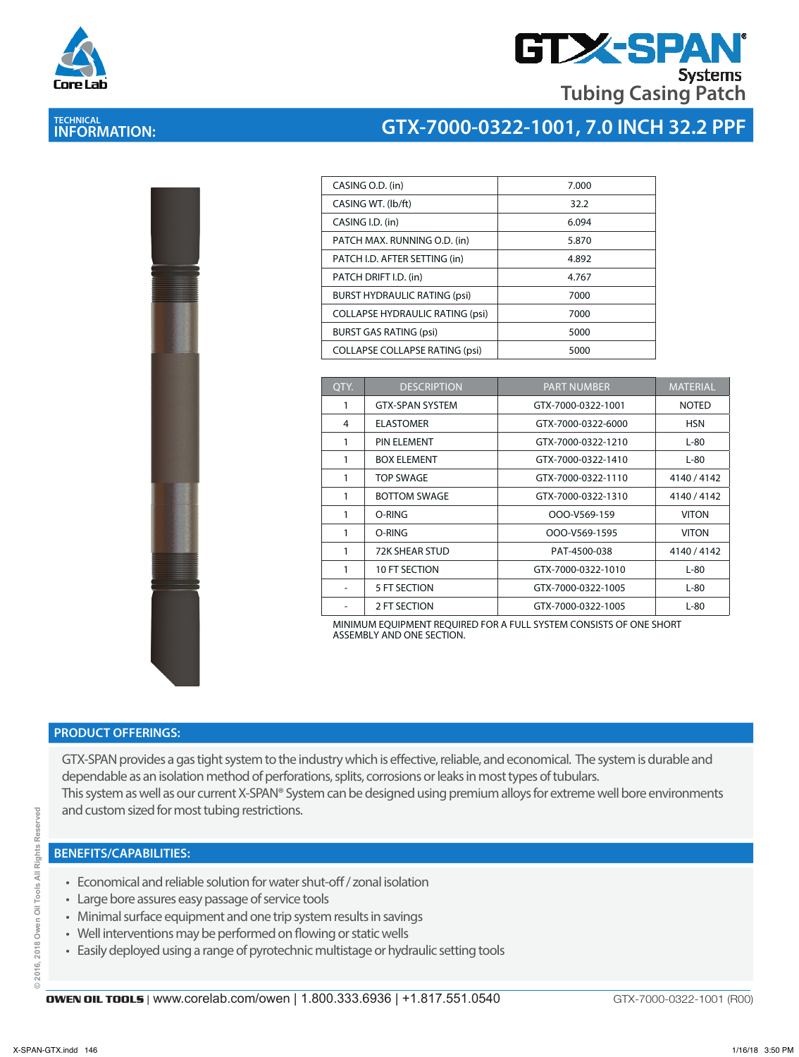# GTX-SPAN® Systems

## Tubing Casing Patch

TECHNICAL INFORMATION:

## GTX-7000-0322-1001, 7.0 INCH 32.2 PPF

| | |
|---|---|
| CASING O.D. (in) | 7.000 |
| CASING WT. (lb/ft) | 32.2 |
| CASING I.D. (in) | 6.094 |
| PATCH MAX. RUNNING O.D. (in) | 5.870 |
| PATCH I.D. AFTER SETTING (in) | 4.892 |
| PATCH DRIFT I.D. (in) | 4.767 |
| BURST HYDRAULIC RATING (psi) | 7000 |
| COLLAPSE HYDRAULIC RATING (psi) | 7000 |
| BURST GAS RATING (psi) | 5000 |
| COLLAPSE COLLAPSE RATING (psi) | 5000 |

| QTY. | DESCRIPTION | PART NUMBER | MATERIAL |
|---|---|---|---|
| 1 | GTX-SPAN SYSTEM | GTX-7000-0322-1001 | NOTED |
| 4 | ELASTOMER | GTX-7000-0322-6000 | HSN |
| 1 | PIN ELEMENT | GTX-7000-0322-1210 | L-80 |
| 1 | BOX ELEMENT | GTX-7000-0322-1410 | L-80 |
| 1 | TOP SWAGE | GTX-7000-0322-1110 | 4140 / 4142 |
| 1 | BOTTOM SWAGE | GTX-7000-0322-1310 | 4140 / 4142 |
| 1 | O-RING | OOO-V569-159 | VITON |
| 1 | O-RING | OOO-V569-1595 | VITON |
| 1 | 72K SHEAR STUD | PAT-4500-038 | 4140 / 4142 |
| 1 | 10 FT SECTION | GTX-7000-0322-1010 | L-80 |
| - | 5 FT SECTION | GTX-7000-0322-1005 | L-80 |
| - | 2 FT SECTION | GTX-7000-0322-1005 | L-80 |

MINIMUM EQUIPMENT REQUIRED FOR A FULL SYSTEM CONSISTS OF ONE SHORT ASSEMBLY AND ONE SECTION.

## PRODUCT OFFERINGS:

GTX-SPAN provides a gas tight system to the industry which is effective, reliable, and economical. The system is durable and dependable as an isolation method of perforations, splits, corrosions or leaks in most types of tubulars.
This system as well as our current X-SPAN® System can be designed using premium alloys for extreme well bore environments and custom sized for most tubing restrictions.

## BENEFITS/CAPABILITIES:

- Economical and reliable solution for water shut-off / zonal isolation
- Large bore assures easy passage of service tools
- Minimal surface equipment and one trip system results in savings
- Well interventions may be performed on flowing or static wells
- Easily deployed using a range of pyrotechnic multistage or hydraulic setting tools

© 2016, 2018 Owen Oil Tools All Rights Reserved

OWEN OIL TOOLS | www.corelab.com/owen | 1.800.333.6936 | +1.817.551.0540 GTX-7000-0322-1001 (R00)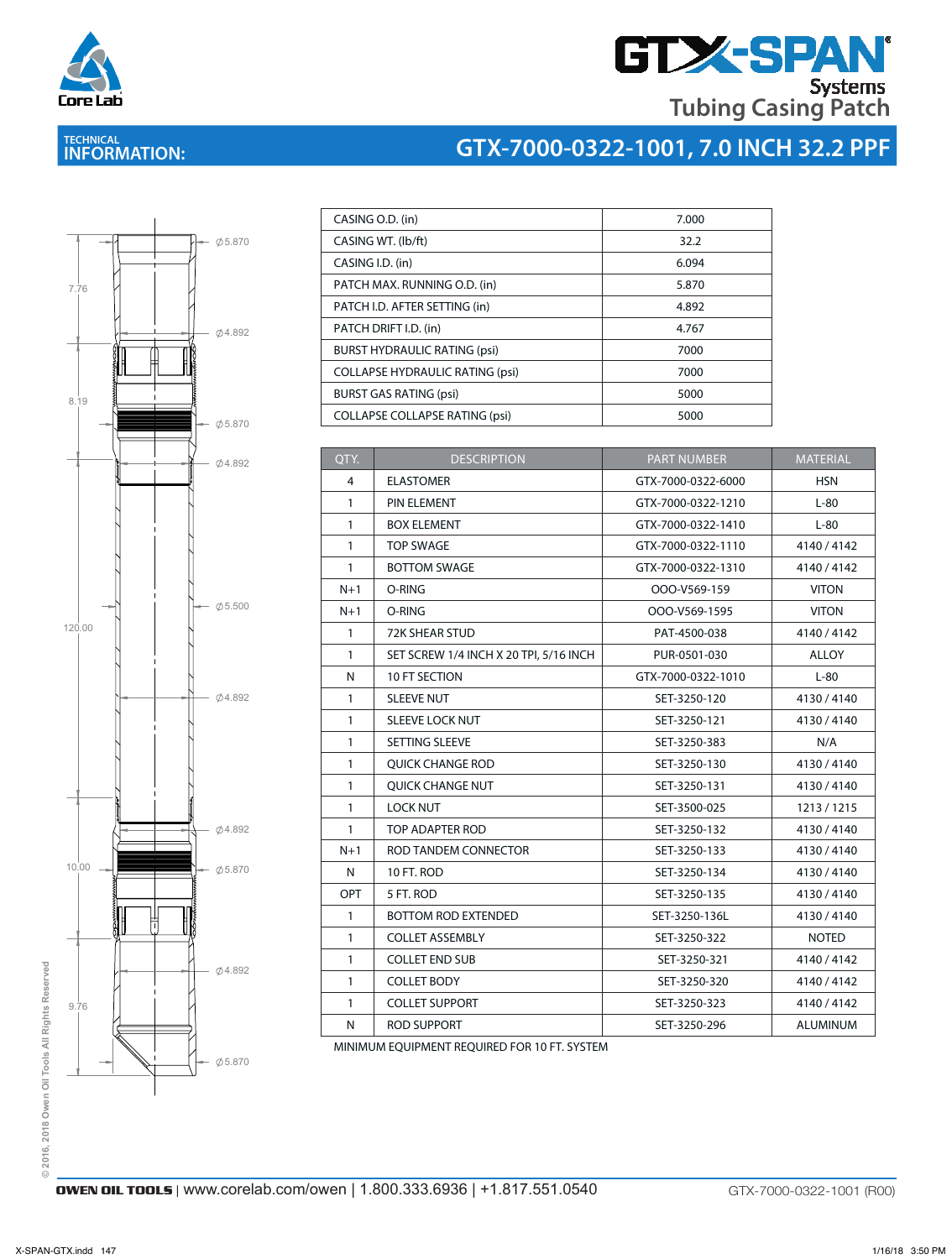# GTX-SPAN® Systems Tubing Casing Patch

## TECHNICAL INFORMATION: GTX-7000-0322-1001, 7.0 INCH 32.2 PPF

| | |
|---|---|
| CASING O.D. (in) | 7.000 |
| CASING WT. (lb/ft) | 32.2 |
| CASING I.D. (in) | 6.094 |
| PATCH MAX. RUNNING O.D. (in) | 5.870 |
| PATCH I.D. AFTER SETTING (in) | 4.892 |
| PATCH DRIFT I.D. (in) | 4.767 |
| BURST HYDRAULIC RATING (psi) | 7000 |
| COLLAPSE HYDRAULIC RATING (psi) | 7000 |
| BURST GAS RATING (psi) | 5000 |
| COLLAPSE COLLAPSE RATING (psi) | 5000 |

| QTY. | DESCRIPTION | PART NUMBER | MATERIAL |
|---|---|---|---|
| 4 | ELASTOMER | GTX-7000-0322-6000 | HSN |
| 1 | PIN ELEMENT | GTX-7000-0322-1210 | L-80 |
| 1 | BOX ELEMENT | GTX-7000-0322-1410 | L-80 |
| 1 | TOP SWAGE | GTX-7000-0322-1110 | 4140 / 4142 |
| 1 | BOTTOM SWAGE | GTX-7000-0322-1310 | 4140 / 4142 |
| N+1 | O-RING | OOO-V569-159 | VITON |
| N+1 | O-RING | OOO-V569-1595 | VITON |
| 1 | 72K SHEAR STUD | PAT-4500-038 | 4140 / 4142 |
| 1 | SET SCREW 1/4 INCH X 20 TPI, 5/16 INCH | PUR-0501-030 | ALLOY |
| N | 10 FT SECTION | GTX-7000-0322-1010 | L-80 |
| 1 | SLEEVE NUT | SET-3250-120 | 4130 / 4140 |
| 1 | SLEEVE LOCK NUT | SET-3250-121 | 4130 / 4140 |
| 1 | SETTING SLEEVE | SET-3250-383 | N/A |
| 1 | QUICK CHANGE ROD | SET-3250-130 | 4130 / 4140 |
| 1 | QUICK CHANGE NUT | SET-3250-131 | 4130 / 4140 |
| 1 | LOCK NUT | SET-3500-025 | 1213 / 1215 |
| 1 | TOP ADAPTER ROD | SET-3250-132 | 4130 / 4140 |
| N+1 | ROD TANDEM CONNECTOR | SET-3250-133 | 4130 / 4140 |
| N | 10 FT. ROD | SET-3250-134 | 4130 / 4140 |
| OPT | 5 FT. ROD | SET-3250-135 | 4130 / 4140 |
| 1 | BOTTOM ROD EXTENDED | SET-3250-136L | 4130 / 4140 |
| 1 | COLLET ASSEMBLY | SET-3250-322 | NOTED |
| 1 | COLLET END SUB | SET-3250-321 | 4140 / 4142 |
| 1 | COLLET BODY | SET-3250-320 | 4140 / 4142 |
| 1 | COLLET SUPPORT | SET-3250-323 | 4140 / 4142 |
| N | ROD SUPPORT | SET-3250-296 | ALUMINUM |

MINIMUM EQUIPMENT REQUIRED FOR 10 FT. SYSTEM

Drawing dimensions: 7.76, 8.19, 120.00, 10.00, 9.76; Ø5.870, Ø4.892, Ø5.870, Ø4.892, Ø5.500, Ø4.892, Ø4.892, Ø5.870, Ø4.892, Ø5.870

© 2016, 2018 Owen Oil Tools All Rights Reserved

**OWEN OIL TOOLS** | www.corelab.com/owen | 1.800.333.6936 | +1.817.551.0540 — GTX-7000-0322-1001 (R00)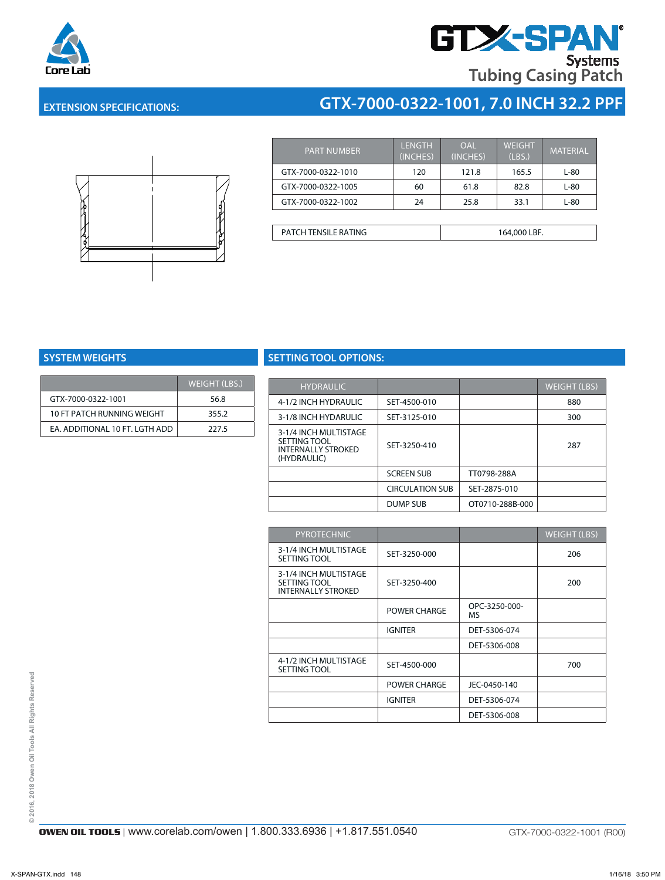Core Lab

# GTX-SPAN® Systems Tubing Casing Patch

## EXTENSION SPECIFICATIONS: GTX-7000-0322-1001, 7.0 INCH 32.2 PPF

| PART NUMBER | LENGTH (INCHES) | OAL (INCHES) | WEIGHT (LBS.) | MATERIAL |
|---|---|---|---|---|
| GTX-7000-0322-1010 | 120 | 121.8 | 165.5 | L-80 |
| GTX-7000-0322-1005 | 60 | 61.8 | 82.8 | L-80 |
| GTX-7000-0322-1002 | 24 | 25.8 | 33.1 | L-80 |

| | |
|---|---|
| PATCH TENSILE RATING | 164,000 LBF. |

## SYSTEM WEIGHTS

| | WEIGHT (LBS.) |
|---|---|
| GTX-7000-0322-1001 | 56.8 |
| 10 FT PATCH RUNNING WEIGHT | 355.2 |
| EA. ADDITIONAL 10 FT. LGTH ADD | 227.5 |

## SETTING TOOL OPTIONS:

| HYDRAULIC | | | WEIGHT (LBS) |
|---|---|---|---|
| 4-1/2 INCH HYDRAULIC | SET-4500-010 | | 880 |
| 3-1/8 INCH HYDARULIC | SET-3125-010 | | 300 |
| 3-1/4 INCH MULTISTAGE SETTING TOOL INTERNALLY STROKED (HYDRAULIC) | SET-3250-410 | | 287 |
| | SCREEN SUB | TT0798-288A | |
| | CIRCULATION SUB | SET-2875-010 | |
| | DUMP SUB | OT0710-288B-000 | |

| PYROTECHNIC | | | WEIGHT (LBS) |
|---|---|---|---|
| 3-1/4 INCH MULTISTAGE SETTING TOOL | SET-3250-000 | | 206 |
| 3-1/4 INCH MULTISTAGE SETTING TOOL INTERNALLY STROKED | SET-3250-400 | | 200 |
| | POWER CHARGE | OPC-3250-000-MS | |
| | IGNITER | DET-5306-074 | |
| | | DET-5306-008 | |
| 4-1/2 INCH MULTISTAGE SETTING TOOL | SET-4500-000 | | 700 |
| | POWER CHARGE | JEC-0450-140 | |
| | IGNITER | DET-5306-074 | |
| | | DET-5306-008 | |

© 2016, 2018 Owen Oil Tools All Rights Reserved

**OWEN OIL TOOLS** | www.corelab.com/owen | 1.800.333.6936 | +1.817.551.0540

GTX-7000-0322-1001 (R00)